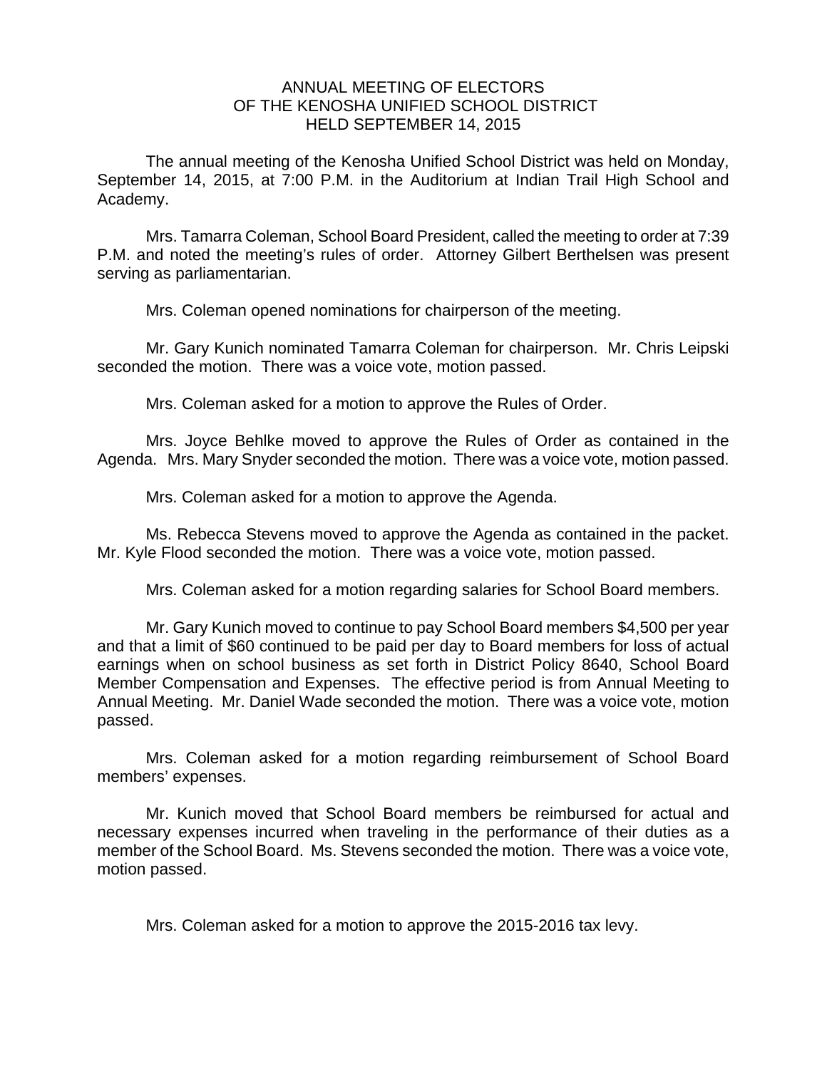# ANNUAL MEETING OF ELECTORS
# OF THE KENOSHA UNIFIED SCHOOL DISTRICT
# HELD SEPTEMBER 14, 2015

The annual meeting of the Kenosha Unified School District was held on Monday, September 14, 2015, at 7:00 P.M. in the Auditorium at Indian Trail High School and Academy.

Mrs. Tamarra Coleman, School Board President, called the meeting to order at 7:39 P.M. and noted the meeting's rules of order. Attorney Gilbert Berthelsen was present serving as parliamentarian.

Mrs. Coleman opened nominations for chairperson of the meeting.

Mr. Gary Kunich nominated Tamarra Coleman for chairperson. Mr. Chris Leipski seconded the motion. There was a voice vote, motion passed.

Mrs. Coleman asked for a motion to approve the Rules of Order.

Mrs. Joyce Behlke moved to approve the Rules of Order as contained in the Agenda. Mrs. Mary Snyder seconded the motion. There was a voice vote, motion passed.

Mrs. Coleman asked for a motion to approve the Agenda.

Ms. Rebecca Stevens moved to approve the Agenda as contained in the packet. Mr. Kyle Flood seconded the motion. There was a voice vote, motion passed.

Mrs. Coleman asked for a motion regarding salaries for School Board members.

Mr. Gary Kunich moved to continue to pay School Board members $4,500 per year and that a limit of $60 continued to be paid per day to Board members for loss of actual earnings when on school business as set forth in District Policy 8640, School Board Member Compensation and Expenses. The effective period is from Annual Meeting to Annual Meeting. Mr. Daniel Wade seconded the motion. There was a voice vote, motion passed.

Mrs. Coleman asked for a motion regarding reimbursement of School Board members' expenses.

Mr. Kunich moved that School Board members be reimbursed for actual and necessary expenses incurred when traveling in the performance of their duties as a member of the School Board. Ms. Stevens seconded the motion. There was a voice vote, motion passed.

Mrs. Coleman asked for a motion to approve the 2015-2016 tax levy.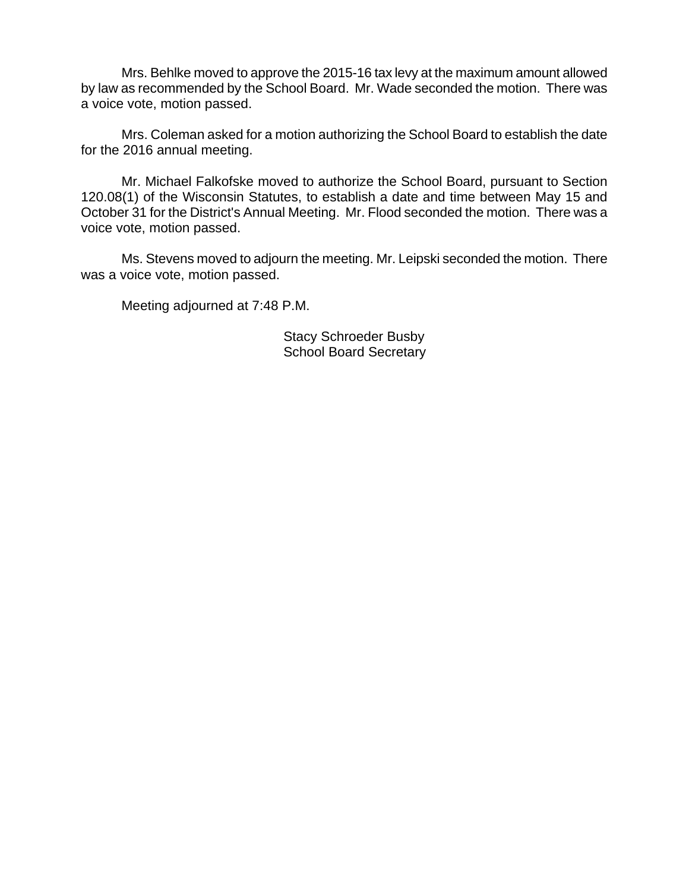Mrs. Behlke moved to approve the 2015-16 tax levy at the maximum amount allowed by law as recommended by the School Board. Mr. Wade seconded the motion. There was a voice vote, motion passed.

Mrs. Coleman asked for a motion authorizing the School Board to establish the date for the 2016 annual meeting.

Mr. Michael Falkofske moved to authorize the School Board, pursuant to Section 120.08(1) of the Wisconsin Statutes, to establish a date and time between May 15 and October 31 for the District's Annual Meeting. Mr. Flood seconded the motion. There was a voice vote, motion passed.

Ms. Stevens moved to adjourn the meeting. Mr. Leipski seconded the motion. There was a voice vote, motion passed.

Meeting adjourned at 7:48 P.M.

Stacy Schroeder Busby
School Board Secretary